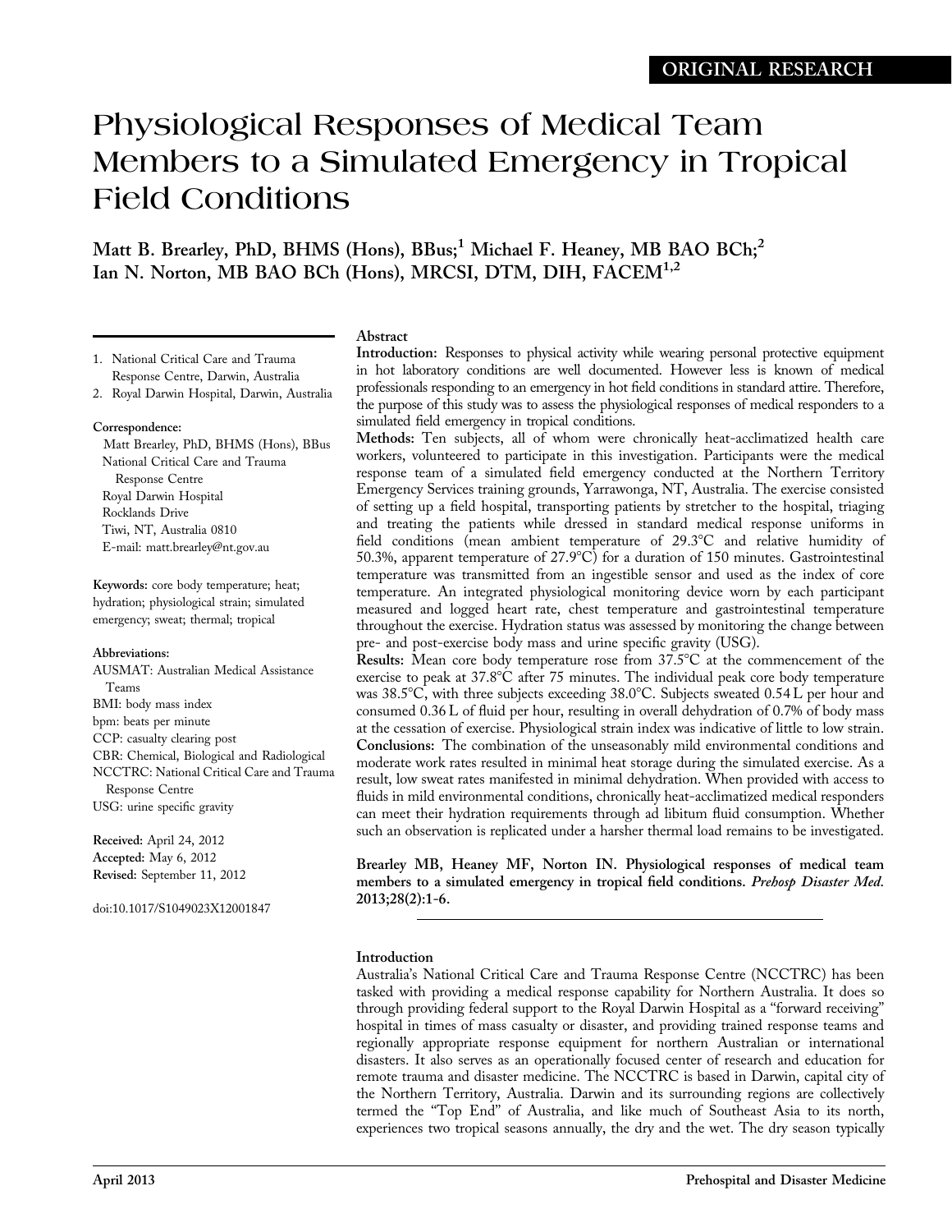ORIGINAL RESEARCH

# Physiological Responses of Medical Team Members to a Simulated Emergency in Tropical Field Conditions

**Matt B. Brearley, PhD, BHMS (Hons), BBus;[1] Michael F. Heaney, MB BAO BCh;[2] Ian N. Norton, MB BAO BCh (Hons), MRCSI, DTM, DIH, FACEM[1,2]**

1. National Critical Care and Trauma Response Centre, Darwin, Australia
2. Royal Darwin Hospital, Darwin, Australia

**Correspondence:**
Matt Brearley, PhD, BHMS (Hons), BBus
National Critical Care and Trauma Response Centre
Royal Darwin Hospital
Rocklands Drive
Tiwi, NT, Australia 0810
E-mail: matt.brearley@nt.gov.au

**Keywords:** core body temperature; heat; hydration; physiological strain; simulated emergency; sweat; thermal; tropical

**Abbreviations:**
AUSMAT: Australian Medical Assistance Teams
BMI: body mass index
bpm: beats per minute
CCP: casualty clearing post
CBR: Chemical, Biological and Radiological
NCCTRC: National Critical Care and Trauma Response Centre
USG: urine specific gravity

**Received:** April 24, 2012
**Accepted:** May 6, 2012
**Revised:** September 11, 2012

doi:10.1017/S1049023X12001847

## Abstract

**Introduction:** Responses to physical activity while wearing personal protective equipment in hot laboratory conditions are well documented. However less is known of medical professionals responding to an emergency in hot field conditions in standard attire. Therefore, the purpose of this study was to assess the physiological responses of medical responders to a simulated field emergency in tropical conditions.

**Methods:** Ten subjects, all of whom were chronically heat-acclimatized health care workers, volunteered to participate in this investigation. Participants were the medical response team of a simulated field emergency conducted at the Northern Territory Emergency Services training grounds, Yarrawonga, NT, Australia. The exercise consisted of setting up a field hospital, transporting patients by stretcher to the hospital, triaging and treating the patients while dressed in standard medical response uniforms in field conditions (mean ambient temperature of 29.3°C and relative humidity of 50.3%, apparent temperature of 27.9°C) for a duration of 150 minutes. Gastrointestinal temperature was transmitted from an ingestible sensor and used as the index of core temperature. An integrated physiological monitoring device worn by each participant measured and logged heart rate, chest temperature and gastrointestinal temperature throughout the exercise. Hydration status was assessed by monitoring the change between pre- and post-exercise body mass and urine specific gravity (USG).

**Results:** Mean core body temperature rose from 37.5°C at the commencement of the exercise to peak at 37.8°C after 75 minutes. The individual peak core body temperature was 38.5°C, with three subjects exceeding 38.0°C. Subjects sweated 0.54 L per hour and consumed 0.36 L of fluid per hour, resulting in overall dehydration of 0.7% of body mass at the cessation of exercise. Physiological strain index was indicative of little to low strain.

**Conclusions:** The combination of the unseasonably mild environmental conditions and moderate work rates resulted in minimal heat storage during the simulated exercise. As a result, low sweat rates manifested in minimal dehydration. When provided with access to fluids in mild environmental conditions, chronically heat-acclimatized medical responders can meet their hydration requirements through ad libitum fluid consumption. Whether such an observation is replicated under a harsher thermal load remains to be investigated.

**Brearley MB, Heaney MF, Norton IN. Physiological responses of medical team members to a simulated emergency in tropical field conditions.** ***Prehosp Disaster Med.*** **2013;28(2):1-6.**

## Introduction

Australia's National Critical Care and Trauma Response Centre (NCCTRC) has been tasked with providing a medical response capability for Northern Australia. It does so through providing federal support to the Royal Darwin Hospital as a "forward receiving" hospital in times of mass casualty or disaster, and providing trained response teams and regionally appropriate response equipment for northern Australian or international disasters. It also serves as an operationally focused center of research and education for remote trauma and disaster medicine. The NCCTRC is based in Darwin, capital city of the Northern Territory, Australia. Darwin and its surrounding regions are collectively termed the "Top End" of Australia, and like much of Southeast Asia to its north, experiences two tropical seasons annually, the dry and the wet. The dry season typically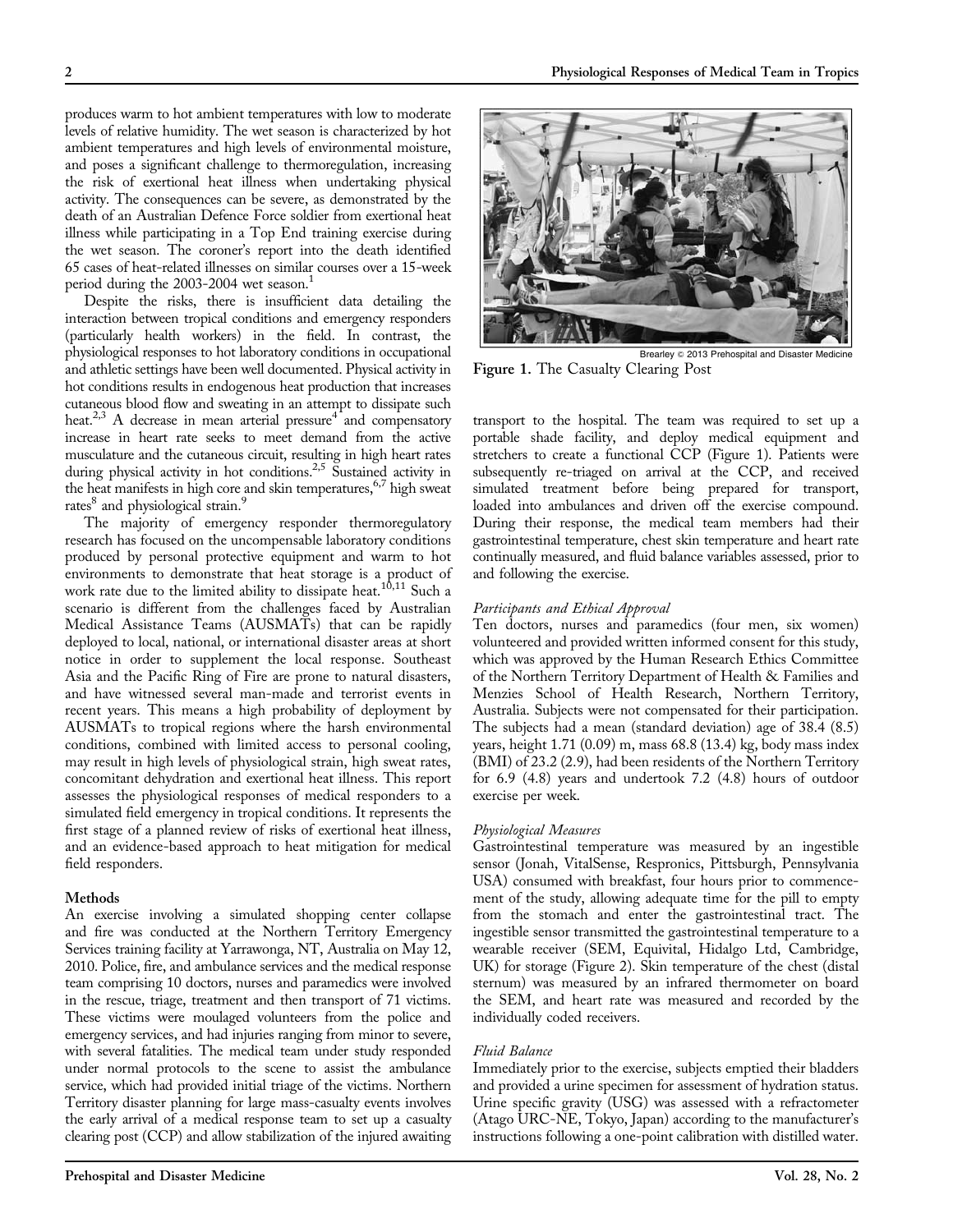produces warm to hot ambient temperatures with low to moderate levels of relative humidity. The wet season is characterized by hot ambient temperatures and high levels of environmental moisture, and poses a significant challenge to thermoregulation, increasing the risk of exertional heat illness when undertaking physical activity. The consequences can be severe, as demonstrated by the death of an Australian Defence Force soldier from exertional heat illness while participating in a Top End training exercise during the wet season. The coroner's report into the death identified 65 cases of heat-related illnesses on similar courses over a 15-week period during the 2003-2004 wet season.[1]

Despite the risks, there is insufficient data detailing the interaction between tropical conditions and emergency responders (particularly health workers) in the field. In contrast, the physiological responses to hot laboratory conditions in occupational and athletic settings have been well documented. Physical activity in hot conditions results in endogenous heat production that increases cutaneous blood flow and sweating in an attempt to dissipate such heat.[2,3] A decrease in mean arterial pressure[4] and compensatory increase in heart rate seeks to meet demand from the active musculature and the cutaneous circuit, resulting in high heart rates during physical activity in hot conditions.[2,5] Sustained activity in the heat manifests in high core and skin temperatures,[6,7] high sweat rates[8] and physiological strain.[9]

The majority of emergency responder thermoregulatory research has focused on the uncompensable laboratory conditions produced by personal protective equipment and warm to hot environments to demonstrate that heat storage is a product of work rate due to the limited ability to dissipate heat.[10,11] Such a scenario is different from the challenges faced by Australian Medical Assistance Teams (AUSMATs) that can be rapidly deployed to local, national, or international disaster areas at short notice in order to supplement the local response. Southeast Asia and the Pacific Ring of Fire are prone to natural disasters, and have witnessed several man-made and terrorist events in recent years. This means a high probability of deployment by AUSMATs to tropical regions where the harsh environmental conditions, combined with limited access to personal cooling, may result in high levels of physiological strain, high sweat rates, concomitant dehydration and exertional heat illness. This report assesses the physiological responses of medical responders to a simulated field emergency in tropical conditions. It represents the first stage of a planned review of risks of exertional heat illness, and an evidence-based approach to heat mitigation for medical field responders.

## Methods

An exercise involving a simulated shopping center collapse and fire was conducted at the Northern Territory Emergency Services training facility at Yarrawonga, NT, Australia on May 12, 2010. Police, fire, and ambulance services and the medical response team comprising 10 doctors, nurses and paramedics were involved in the rescue, triage, treatment and then transport of 71 victims. These victims were moulaged volunteers from the police and emergency services, and had injuries ranging from minor to severe, with several fatalities. The medical team under study responded under normal protocols to the scene to assist the ambulance service, which had provided initial triage of the victims. Northern Territory disaster planning for large mass-casualty events involves the early arrival of a medical response team to set up a casualty clearing post (CCP) and allow stabilization of the injured awaiting transport to the hospital. The team was required to set up a portable shade facility, and deploy medical equipment and stretchers to create a functional CCP (Figure 1). Patients were subsequently re-triaged on arrival at the CCP, and received simulated treatment before being prepared for transport, loaded into ambulances and driven off the exercise compound. During their response, the medical team members had their gastrointestinal temperature, chest skin temperature and heart rate continually measured, and fluid balance variables assessed, prior to and following the exercise.

Brearley © 2013 Prehospital and Disaster Medicine

**Figure 1.** The Casualty Clearing Post

### *Participants and Ethical Approval*

Ten doctors, nurses and paramedics (four men, six women) volunteered and provided written informed consent for this study, which was approved by the Human Research Ethics Committee of the Northern Territory Department of Health & Families and Menzies School of Health Research, Northern Territory, Australia. Subjects were not compensated for their participation. The subjects had a mean (standard deviation) age of 38.4 (8.5) years, height 1.71 (0.09) m, mass 68.8 (13.4) kg, body mass index (BMI) of 23.2 (2.9), had been residents of the Northern Territory for 6.9 (4.8) years and undertook 7.2 (4.8) hours of outdoor exercise per week.

### *Physiological Measures*

Gastrointestinal temperature was measured by an ingestible sensor (Jonah, VitalSense, Respronics, Pittsburgh, Pennsylvania USA) consumed with breakfast, four hours prior to commencement of the study, allowing adequate time for the pill to empty from the stomach and enter the gastrointestinal tract. The ingestible sensor transmitted the gastrointestinal temperature to a wearable receiver (SEM, Equivital, Hidalgo Ltd, Cambridge, UK) for storage (Figure 2). Skin temperature of the chest (distal sternum) was measured by an infrared thermometer on board the SEM, and heart rate was measured and recorded by the individually coded receivers.

### *Fluid Balance*

Immediately prior to the exercise, subjects emptied their bladders and provided a urine specimen for assessment of hydration status. Urine specific gravity (USG) was assessed with a refractometer (Atago URC-NE, Tokyo, Japan) according to the manufacturer's instructions following a one-point calibration with distilled water.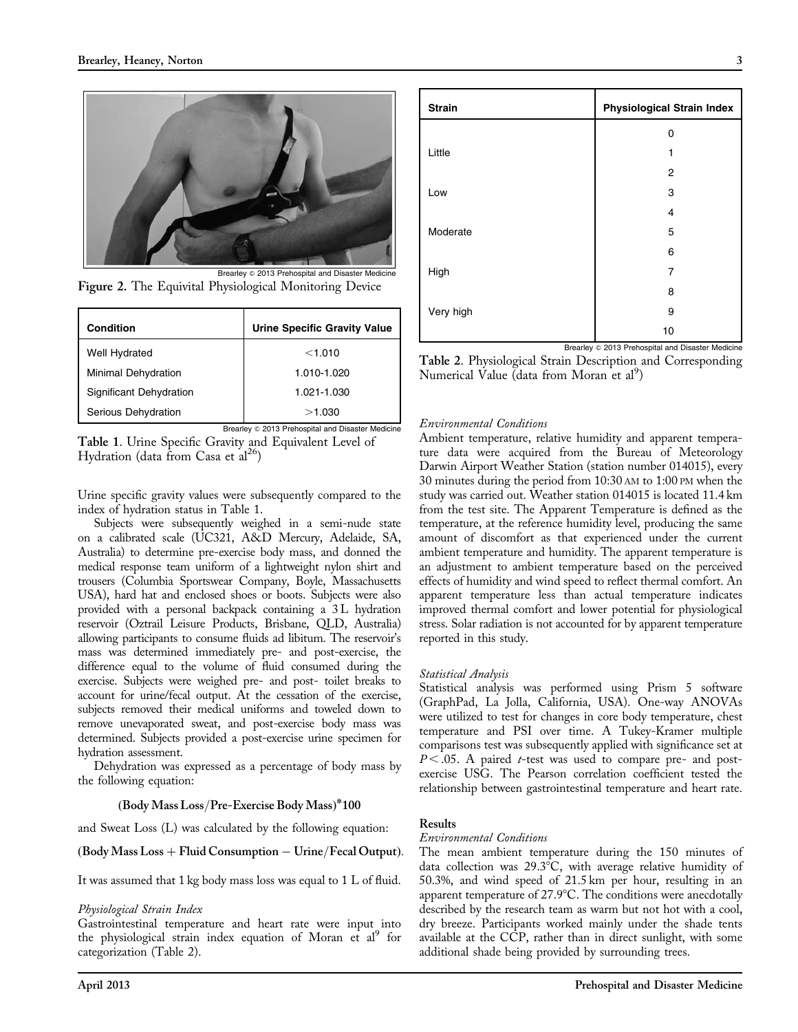Brearley © 2013 Prehospital and Disaster Medicine

**Figure 2.** The Equivital Physiological Monitoring Device

| Condition | Urine Specific Gravity Value |
| --- | --- |
| Well Hydrated | <1.010 |
| Minimal Dehydration | 1.010-1.020 |
| Significant Dehydration | 1.021-1.030 |
| Serious Dehydration | >1.030 |

Brearley © 2013 Prehospital and Disaster Medicine

**Table 1.** Urine Specific Gravity and Equivalent Level of Hydration (data from Casa et al[26])

Urine specific gravity values were subsequently compared to the index of hydration status in Table 1.

Subjects were subsequently weighed in a semi-nude state on a calibrated scale (UC321, A&D Mercury, Adelaide, SA, Australia) to determine pre-exercise body mass, and donned the medical response team uniform of a lightweight nylon shirt and trousers (Columbia Sportswear Company, Boyle, Massachusetts USA), hard hat and enclosed shoes or boots. Subjects were also provided with a personal backpack containing a 3 L hydration reservoir (Oztrail Leisure Products, Brisbane, QLD, Australia) allowing participants to consume fluids ad libitum. The reservoir's mass was determined immediately pre- and post-exercise, the difference equal to the volume of fluid consumed during the exercise. Subjects were weighed pre- and post- toilet breaks to account for urine/fecal output. At the cessation of the exercise, subjects removed their medical uniforms and toweled down to remove unevaporated sweat, and post-exercise body mass was determined. Subjects provided a post-exercise urine specimen for hydration assessment.

Dehydration was expressed as a percentage of body mass by the following equation:

**(Body Mass Loss/Pre-Exercise Body Mass)*100**

and Sweat Loss (L) was calculated by the following equation:

**(Body Mass Loss + Fluid Consumption − Urine/Fecal Output).**

It was assumed that 1 kg body mass loss was equal to 1 L of fluid.

*Physiological Strain Index*

Gastrointestinal temperature and heart rate were input into the physiological strain index equation of Moran et al[9] for categorization (Table 2).

| Strain | Physiological Strain Index |
| --- | --- |
| | 0 |
| Little | 1 |
| | 2 |
| Low | 3 |
| | 4 |
| Moderate | 5 |
| | 6 |
| High | 7 |
| | 8 |
| Very high | 9 |
| | 10 |

Brearley © 2013 Prehospital and Disaster Medicine

**Table 2.** Physiological Strain Description and Corresponding Numerical Value (data from Moran et al[9])

*Environmental Conditions*

Ambient temperature, relative humidity and apparent temperature data were acquired from the Bureau of Meteorology Darwin Airport Weather Station (station number 014015), every 30 minutes during the period from 10:30 AM to 1:00 PM when the study was carried out. Weather station 014015 is located 11.4 km from the test site. The Apparent Temperature is defined as the temperature, at the reference humidity level, producing the same amount of discomfort as that experienced under the current ambient temperature and humidity. The apparent temperature is an adjustment to ambient temperature based on the perceived effects of humidity and wind speed to reflect thermal comfort. An apparent temperature less than actual temperature indicates improved thermal comfort and lower potential for physiological stress. Solar radiation is not accounted for by apparent temperature reported in this study.

*Statistical Analysis*

Statistical analysis was performed using Prism 5 software (GraphPad, La Jolla, California, USA). One-way ANOVAs were utilized to test for changes in core body temperature, chest temperature and PSI over time. A Tukey-Kramer multiple comparisons test was subsequently applied with significance set at $P < .05$. A paired *t*-test was used to compare pre- and post-exercise USG. The Pearson correlation coefficient tested the relationship between gastrointestinal temperature and heart rate.

## Results

*Environmental Conditions*

The mean ambient temperature during the 150 minutes of data collection was 29.3°C, with average relative humidity of 50.3%, and wind speed of 21.5 km per hour, resulting in an apparent temperature of 27.9°C. The conditions were anecdotally described by the research team as warm but not hot with a cool, dry breeze. Participants worked mainly under the shade tents available at the CCP, rather than in direct sunlight, with some additional shade being provided by surrounding trees.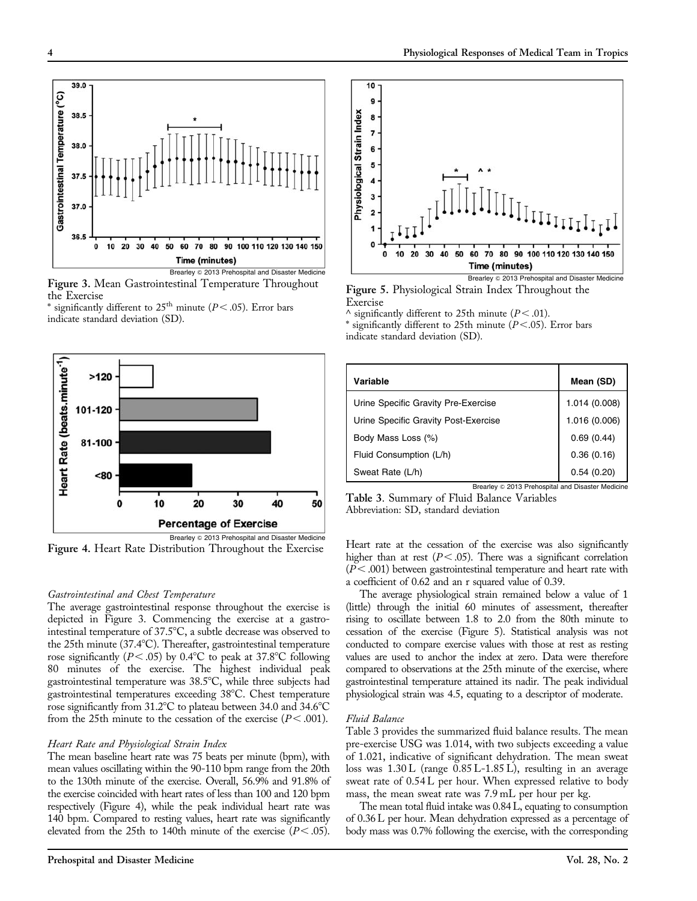Figure 3. Mean Gastrointestinal Temperature Throughout the Exercise

* significantly different to 25$^{th}$ minute ($P < .05$). Error bars indicate standard deviation (SD).

Figure 4. Heart Rate Distribution Throughout the Exercise

#### Gastrointestinal and Chest Temperature

The average gastrointestinal response throughout the exercise is depicted in Figure 3. Commencing the exercise at a gastrointestinal temperature of 37.5°C, a subtle decrease was observed to the 25th minute (37.4°C). Thereafter, gastrointestinal temperature rose significantly ($P < .05$) by 0.4°C to peak at 37.8°C following 80 minutes of the exercise. The highest individual peak gastrointestinal temperature was 38.5°C, while three subjects had gastrointestinal temperatures exceeding 38°C. Chest temperature rose significantly from 31.2°C to plateau between 34.0 and 34.6°C from the 25th minute to the cessation of the exercise ($P < .001$).

#### Heart Rate and Physiological Strain Index

The mean baseline heart rate was 75 beats per minute (bpm), with mean values oscillating within the 90-110 bpm range from the 20th to the 130th minute of the exercise. Overall, 56.9% and 91.8% of the exercise coincided with heart rates of less than 100 and 120 bpm respectively (Figure 4), while the peak individual heart rate was 140 bpm. Compared to resting values, heart rate was significantly elevated from the 25th to 140th minute of the exercise ($P < .05$).

Figure 5. Physiological Strain Index Throughout the Exercise

^ significantly different to 25th minute ($P < .01$).

* significantly different to 25th minute ($P < .05$). Error bars indicate standard deviation (SD).

| Variable | Mean (SD) |
|---|---|
| Urine Specific Gravity Pre-Exercise | 1.014 (0.008) |
| Urine Specific Gravity Post-Exercise | 1.016 (0.006) |
| Body Mass Loss (%) | 0.69 (0.44) |
| Fluid Consumption (L/h) | 0.36 (0.16) |
| Sweat Rate (L/h) | 0.54 (0.20) |

Table 3. Summary of Fluid Balance Variables

Abbreviation: SD, standard deviation

Heart rate at the cessation of the exercise was also significantly higher than at rest ($P < .05$). There was a significant correlation ($P < .001$) between gastrointestinal temperature and heart rate with a coefficient of 0.62 and an r squared value of 0.39.

The average physiological strain remained below a value of 1 (little) through the initial 60 minutes of assessment, thereafter rising to oscillate between 1.8 to 2.0 from the 80th minute to cessation of the exercise (Figure 5). Statistical analysis was not conducted to compare exercise values with those at rest as resting values are used to anchor the index at zero. Data were therefore compared to observations at the 25th minute of the exercise, where gastrointestinal temperature attained its nadir. The peak individual physiological strain was 4.5, equating to a descriptor of moderate.

#### Fluid Balance

Table 3 provides the summarized fluid balance results. The mean pre-exercise USG was 1.014, with two subjects exceeding a value of 1.021, indicative of significant dehydration. The mean sweat loss was 1.30 L (range 0.85 L-1.85 L), resulting in an average sweat rate of 0.54 L per hour. When expressed relative to body mass, the mean sweat rate was 7.9 mL per hour per kg.

The mean total fluid intake was 0.84 L, equating to consumption of 0.36 L per hour. Mean dehydration expressed as a percentage of body mass was 0.7% following the exercise, with the corresponding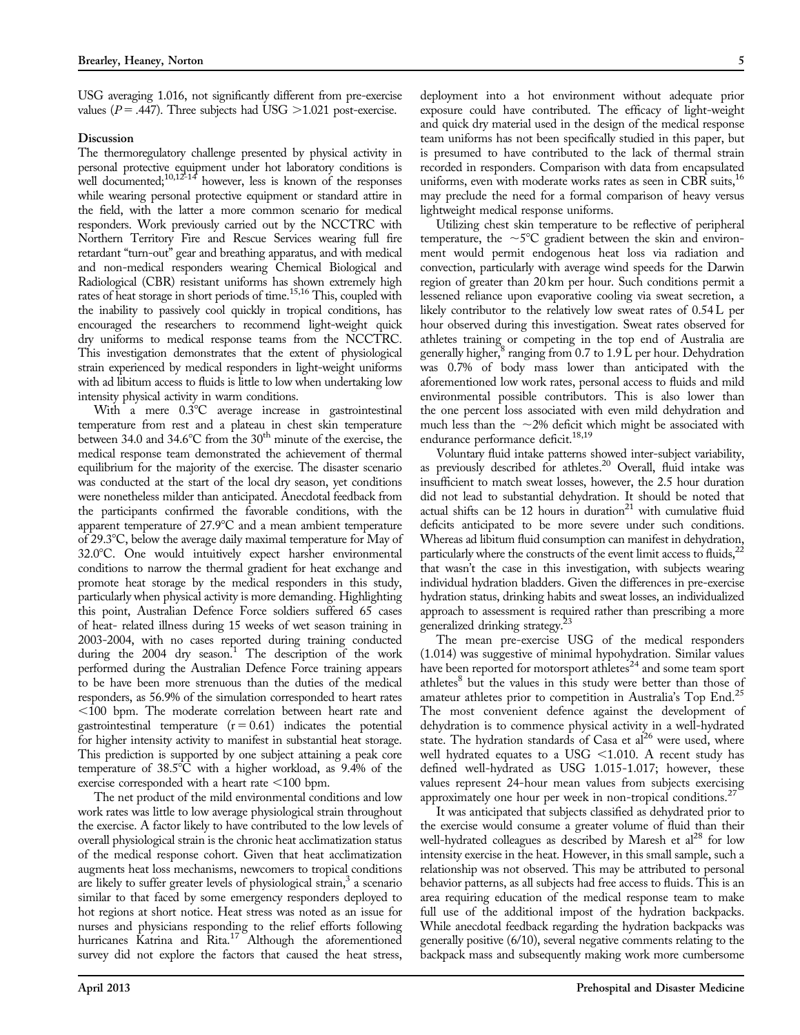USG averaging 1.016, not significantly different from pre-exercise values ($P = .447$). Three subjects had USG >1.021 post-exercise.

## Discussion

The thermoregulatory challenge presented by physical activity in personal protective equipment under hot laboratory conditions is well documented;[10,12-14] however, less is known of the responses while wearing personal protective equipment or standard attire in the field, with the latter a more common scenario for medical responders. Work previously carried out by the NCCTRC with Northern Territory Fire and Rescue Services wearing full fire retardant "turn-out" gear and breathing apparatus, and with medical and non-medical responders wearing Chemical Biological and Radiological (CBR) resistant uniforms has shown extremely high rates of heat storage in short periods of time.[15,16] This, coupled with the inability to passively cool quickly in tropical conditions, has encouraged the researchers to recommend light-weight quick dry uniforms to medical response teams from the NCCTRC. This investigation demonstrates that the extent of physiological strain experienced by medical responders in light-weight uniforms with ad libitum access to fluids is little to low when undertaking low intensity physical activity in warm conditions.

With a mere 0.3°C average increase in gastrointestinal temperature from rest and a plateau in chest skin temperature between 34.0 and 34.6°C from the 30th minute of the exercise, the medical response team demonstrated the achievement of thermal equilibrium for the majority of the exercise. The disaster scenario was conducted at the start of the local dry season, yet conditions were nonetheless milder than anticipated. Anecdotal feedback from the participants confirmed the favorable conditions, with the apparent temperature of 27.9°C and a mean ambient temperature of 29.3°C, below the average daily maximal temperature for May of 32.0°C. One would intuitively expect harsher environmental conditions to narrow the thermal gradient for heat exchange and promote heat storage by the medical responders in this study, particularly when physical activity is more demanding. Highlighting this point, Australian Defence Force soldiers suffered 65 cases of heat- related illness during 15 weeks of wet season training in 2003-2004, with no cases reported during training conducted during the 2004 dry season.[1] The description of the work performed during the Australian Defence Force training appears to be have been more strenuous than the duties of the medical responders, as 56.9% of the simulation corresponded to heart rates <100 bpm. The moderate correlation between heart rate and gastrointestinal temperature ($r = 0.61$) indicates the potential for higher intensity activity to manifest in substantial heat storage. This prediction is supported by one subject attaining a peak core temperature of 38.5°C with a higher workload, as 9.4% of the exercise corresponded with a heart rate <100 bpm.

The net product of the mild environmental conditions and low work rates was little to low average physiological strain throughout the exercise. A factor likely to have contributed to the low levels of overall physiological strain is the chronic heat acclimatization status of the medical response cohort. Given that heat acclimatization augments heat loss mechanisms, newcomers to tropical conditions are likely to suffer greater levels of physiological strain,[3] a scenario similar to that faced by some emergency responders deployed to hot regions at short notice. Heat stress was noted as an issue for nurses and physicians responding to the relief efforts following hurricanes Katrina and Rita.[17] Although the aforementioned survey did not explore the factors that caused the heat stress, deployment into a hot environment without adequate prior exposure could have contributed. The efficacy of light-weight and quick dry material used in the design of the medical response team uniforms has not been specifically studied in this paper, but is presumed to have contributed to the lack of thermal strain recorded in responders. Comparison with data from encapsulated uniforms, even with moderate works rates as seen in CBR suits,[16] may preclude the need for a formal comparison of heavy versus lightweight medical response uniforms.

Utilizing chest skin temperature to be reflective of peripheral temperature, the ~5°C gradient between the skin and environment would permit endogenous heat loss via radiation and convection, particularly with average wind speeds for the Darwin region of greater than 20 km per hour. Such conditions permit a lessened reliance upon evaporative cooling via sweat secretion, a likely contributor to the relatively low sweat rates of 0.54 L per hour observed during this investigation. Sweat rates observed for athletes training or competing in the top end of Australia are generally higher,[8] ranging from 0.7 to 1.9 L per hour. Dehydration was 0.7% of body mass lower than anticipated with the aforementioned low work rates, personal access to fluids and mild environmental possible contributors. This is also lower than the one percent loss associated with even mild dehydration and much less than the ~2% deficit which might be associated with endurance performance deficit.[18,19]

Voluntary fluid intake patterns showed inter-subject variability, as previously described for athletes.[20] Overall, fluid intake was insufficient to match sweat losses, however, the 2.5 hour duration did not lead to substantial dehydration. It should be noted that actual shifts can be 12 hours in duration[21] with cumulative fluid deficits anticipated to be more severe under such conditions. Whereas ad libitum fluid consumption can manifest in dehydration, particularly where the constructs of the event limit access to fluids,[22] that wasn't the case in this investigation, with subjects wearing individual hydration bladders. Given the differences in pre-exercise hydration status, drinking habits and sweat losses, an individualized approach to assessment is required rather than prescribing a more generalized drinking strategy.[23]

The mean pre-exercise USG of the medical responders (1.014) was suggestive of minimal hypohydration. Similar values have been reported for motorsport athletes[24] and some team sport athletes[8] but the values in this study were better than those of amateur athletes prior to competition in Australia's Top End.[25] The most convenient defence against the development of dehydration is to commence physical activity in a well-hydrated state. The hydration standards of Casa et al[26] were used, where well hydrated equates to a USG <1.010. A recent study has defined well-hydrated as USG 1.015-1.017; however, these values represent 24-hour mean values from subjects exercising approximately one hour per week in non-tropical conditions.[27]

It was anticipated that subjects classified as dehydrated prior to the exercise would consume a greater volume of fluid than their well-hydrated colleagues as described by Maresh et al[28] for low intensity exercise in the heat. However, in this small sample, such a relationship was not observed. This may be attributed to personal behavior patterns, as all subjects had free access to fluids. This is an area requiring education of the medical response team to make full use of the additional impost of the hydration backpacks. While anecdotal feedback regarding the hydration backpacks was generally positive (6/10), several negative comments relating to the backpack mass and subsequently making work more cumbersome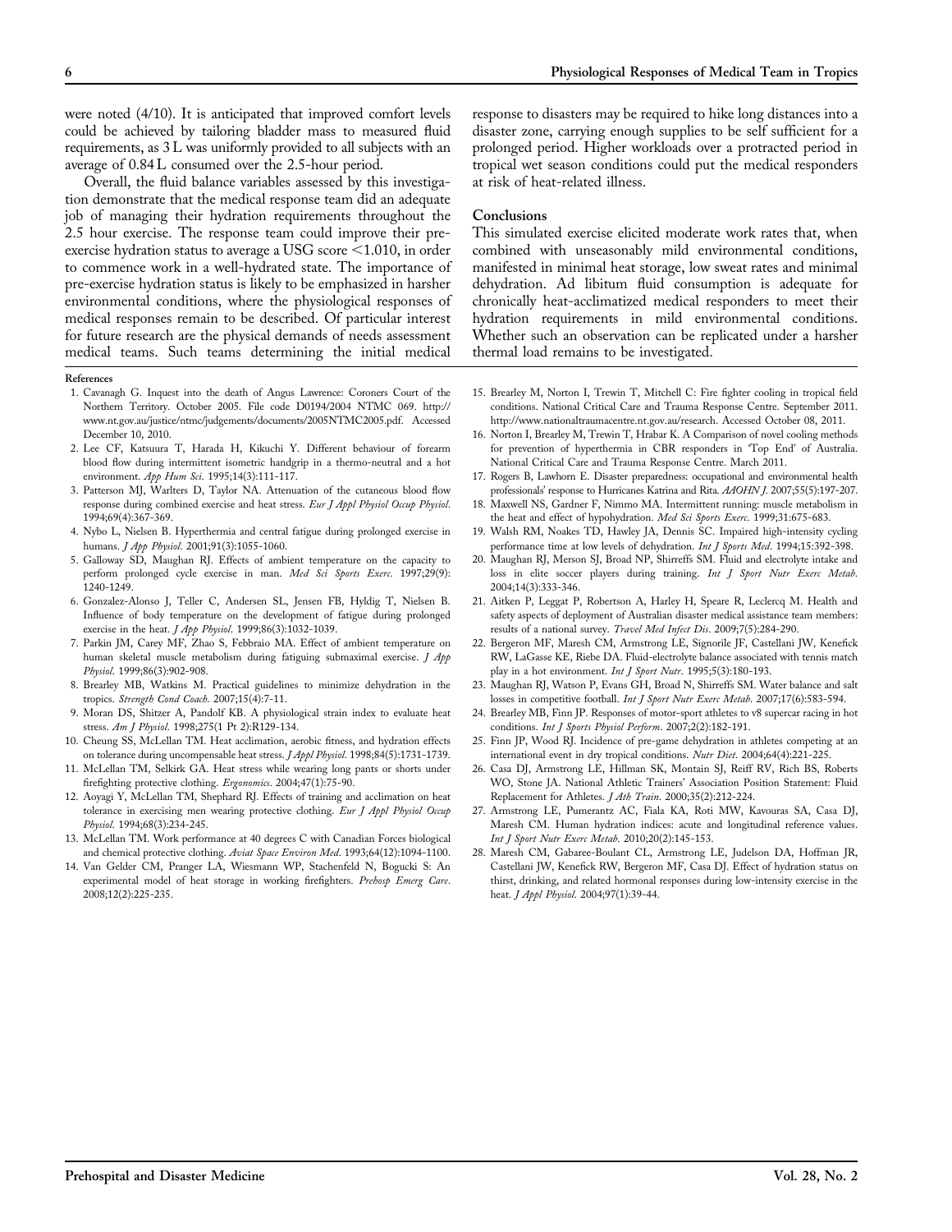were noted (4/10). It is anticipated that improved comfort levels could be achieved by tailoring bladder mass to measured fluid requirements, as 3 L was uniformly provided to all subjects with an average of 0.84 L consumed over the 2.5-hour period.

Overall, the fluid balance variables assessed by this investigation demonstrate that the medical response team did an adequate job of managing their hydration requirements throughout the 2.5 hour exercise. The response team could improve their pre-exercise hydration status to average a USG score <1.010, in order to commence work in a well-hydrated state. The importance of pre-exercise hydration status is likely to be emphasized in harsher environmental conditions, where the physiological responses of medical responses remain to be described. Of particular interest for future research are the physical demands of needs assessment medical teams. Such teams determining the initial medical response to disasters may be required to hike long distances into a disaster zone, carrying enough supplies to be self sufficient for a prolonged period. Higher workloads over a protracted period in tropical wet season conditions could put the medical responders at risk of heat-related illness.

## Conclusions

This simulated exercise elicited moderate work rates that, when combined with unseasonably mild environmental conditions, manifested in minimal heat storage, low sweat rates and minimal dehydration. Ad libitum fluid consumption is adequate for chronically heat-acclimatized medical responders to meet their hydration requirements in mild environmental conditions. Whether such an observation can be replicated under a harsher thermal load remains to be investigated.

## References

1. Cavanagh G. Inquest into the death of Angus Lawrence: Coroners Court of the Northern Territory. October 2005. File code D0194/2004 NTMC 069. http://www.nt.gov.au/justice/ntmc/judgements/documents/2005NTMC2005.pdf. Accessed December 10, 2010.
2. Lee CF, Katsuura T, Harada H, Kikuchi Y. Different behaviour of forearm blood flow during intermittent isometric handgrip in a thermo-neutral and a hot environment. *App Hum Sci*. 1995;14(3):111-117.
3. Patterson MJ, Warlters D, Taylor NA. Attenuation of the cutaneous blood flow response during combined exercise and heat stress. *Eur J Appl Physiol Occup Physiol*. 1994;69(4):367-369.
4. Nybo L, Nielsen B. Hyperthermia and central fatigue during prolonged exercise in humans. *J App Physiol*. 2001;91(3):1055-1060.
5. Galloway SD, Maughan RJ. Effects of ambient temperature on the capacity to perform prolonged cycle exercise in man. *Med Sci Sports Exerc*. 1997;29(9):1240-1249.
6. Gonzalez-Alonso J, Teller C, Andersen SL, Jensen FB, Hyldig T, Nielsen B. Influence of body temperature on the development of fatigue during prolonged exercise in the heat. *J App Physiol*. 1999;86(3):1032-1039.
7. Parkin JM, Carey MF, Zhao S, Febbraio MA. Effect of ambient temperature on human skeletal muscle metabolism during fatiguing submaximal exercise. *J App Physiol*. 1999;86(3):902-908.
8. Brearley MB, Watkins M. Practical guidelines to minimize dehydration in the tropics. *Strength Cond Coach*. 2007;15(4):7-11.
9. Moran DS, Shitzer A, Pandolf KB. A physiological strain index to evaluate heat stress. *Am J Physiol*. 1998;275(1 Pt 2):R129-134.
10. Cheung SS, McLellan TM. Heat acclimation, aerobic fitness, and hydration effects on tolerance during uncompensable heat stress. *J Appl Physiol*. 1998;84(5):1731-1739.
11. McLellan TM, Selkirk GA. Heat stress while wearing long pants or shorts under firefighting protective clothing. *Ergonomics*. 2004;47(1):75-90.
12. Aoyagi Y, McLellan TM, Shephard RJ. Effects of training and acclimation on heat tolerance in exercising men wearing protective clothing. *Eur J Appl Physiol Occup Physiol*. 1994;68(3):234-245.
13. McLellan TM. Work performance at 40 degrees C with Canadian Forces biological and chemical protective clothing. *Aviat Space Environ Med*. 1993;64(12):1094-1100.
14. Van Gelder CM, Pranger LA, Wiesmann WP, Stachenfeld N, Bogucki S: An experimental model of heat storage in working firefighters. *Prehosp Emerg Care*. 2008;12(2):225-235.
15. Brearley M, Norton I, Trewin T, Mitchell C: Fire fighter cooling in tropical field conditions. National Critical Care and Trauma Response Centre. September 2011. http://www.nationaltraumacentre.nt.gov.au/research. Accessed October 08, 2011.
16. Norton I, Brearley M, Trewin T, Hrabar K. A Comparison of novel cooling methods for prevention of hyperthermia in CBR responders in 'Top End' of Australia. National Critical Care and Trauma Response Centre. March 2011.
17. Rogers B, Lawhorn E. Disaster preparedness: occupational and environmental health professionals' response to Hurricanes Katrina and Rita. *AAOHN J*. 2007;55(5):197-207.
18. Maxwell NS, Gardner F, Nimmo MA. Intermittent running: muscle metabolism in the heat and effect of hypohydration. *Med Sci Sports Exerc*. 1999;31:675-683.
19. Walsh RM, Noakes TD, Hawley JA, Dennis SC. Impaired high-intensity cycling performance time at low levels of dehydration. *Int J Sports Med*. 1994;15:392-398.
20. Maughan RJ, Merson SJ, Broad NP, Shirreffs SM. Fluid and electrolyte intake and loss in elite soccer players during training. *Int J Sport Nutr Exerc Metab*. 2004;14(3):333-346.
21. Aitken P, Leggat P, Robertson A, Harley H, Speare R, Leclercq M. Health and safety aspects of deployment of Australian disaster medical assistance team members: results of a national survey. *Travel Med Infect Dis*. 2009;7(5):284-290.
22. Bergeron MF, Maresh CM, Armstrong LE, Signorile JF, Castellani JW, Kenefick RW, LaGasse KE, Riebe DA. Fluid-electrolyte balance associated with tennis match play in a hot environment. *Int J Sport Nutr*. 1995;5(3):180-193.
23. Maughan RJ, Watson P, Evans GH, Broad N, Shirreffs SM. Water balance and salt losses in competitive football. *Int J Sport Nutr Exerc Metab*. 2007;17(6):583-594.
24. Brearley MB, Finn JP. Responses of motor-sport athletes to v8 supercar racing in hot conditions. *Int J Sports Physiol Perform*. 2007;2(2):182-191.
25. Finn JP, Wood RJ. Incidence of pre-game dehydration in athletes competing at an international event in dry tropical conditions. *Nutr Diet*. 2004;64(4):221-225.
26. Casa DJ, Armstrong LE, Hillman SK, Montain SJ, Reiff RV, Rich BS, Roberts WO, Stone JA. National Athletic Trainers' Association Position Statement: Fluid Replacement for Athletes. *J Ath Train*. 2000;35(2):212-224.
27. Armstrong LE, Pumerantz AC, Fiala KA, Roti MW, Kavouras SA, Casa DJ, Maresh CM. Human hydration indices: acute and longitudinal reference values. *Int J Sport Nutr Exerc Metab*. 2010;20(2):145-153.
28. Maresh CM, Gabaree-Boulant CL, Armstrong LE, Judelson DA, Hoffman JR, Castellani JW, Kenefick RW, Bergeron MF, Casa DJ. Effect of hydration status on thirst, drinking, and related hormonal responses during low-intensity exercise in the heat. *J Appl Physiol*. 2004;97(1):39-44.